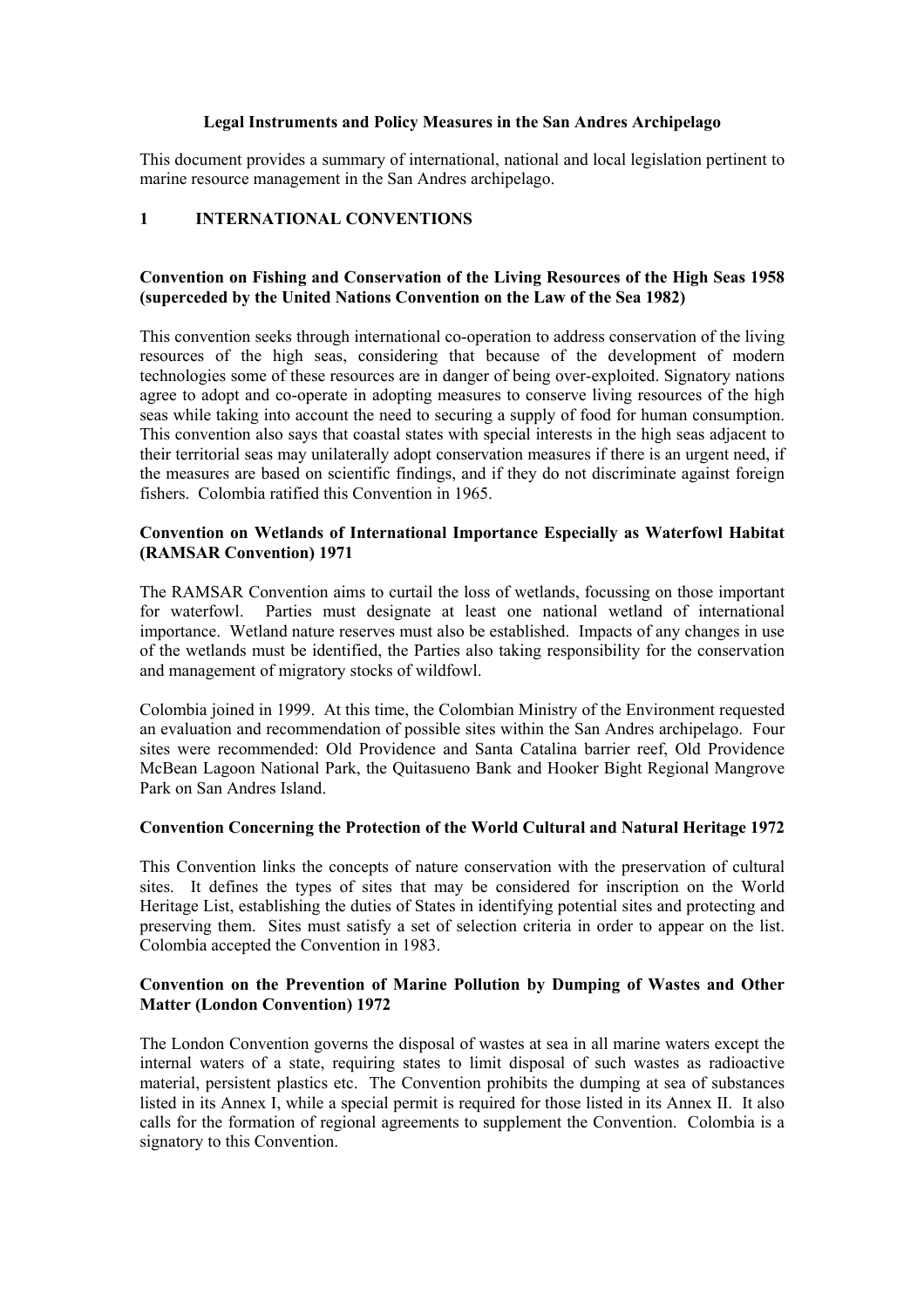# Legal Instruments and Policy Measures in the San Andres Archipelago

This document provides a summary of international, national and local legislation pertinent to marine resource management in the San Andres archipelago.

## 1 INTERNATIONAL CONVENTIONS

### Convention on Fishing and Conservation of the Living Resources of the High Seas 1958 (superceded by the United Nations Convention on the Law of the Sea 1982)

This convention seeks through international co-operation to address conservation of the living resources of the high seas, considering that because of the development of modern technologies some of these resources are in danger of being over-exploited. Signatory nations agree to adopt and co-operate in adopting measures to conserve living resources of the high seas while taking into account the need to securing a supply of food for human consumption. This convention also says that coastal states with special interests in the high seas adjacent to their territorial seas may unilaterally adopt conservation measures if there is an urgent need, if the measures are based on scientific findings, and if they do not discriminate against foreign fishers. Colombia ratified this Convention in 1965.

### Convention on Wetlands of International Importance Especially as Waterfowl Habitat (RAMSAR Convention) 1971

The RAMSAR Convention aims to curtail the loss of wetlands, focussing on those important for waterfowl. Parties must designate at least one national wetland of international importance. Wetland nature reserves must also be established. Impacts of any changes in use of the wetlands must be identified, the Parties also taking responsibility for the conservation and management of migratory stocks of wildfowl.

Colombia joined in 1999. At this time, the Colombian Ministry of the Environment requested an evaluation and recommendation of possible sites within the San Andres archipelago. Four sites were recommended: Old Providence and Santa Catalina barrier reef, Old Providence McBean Lagoon National Park, the Quitasueno Bank and Hooker Bight Regional Mangrove Park on San Andres Island.

### Convention Concerning the Protection of the World Cultural and Natural Heritage 1972

This Convention links the concepts of nature conservation with the preservation of cultural sites. It defines the types of sites that may be considered for inscription on the World Heritage List, establishing the duties of States in identifying potential sites and protecting and preserving them. Sites must satisfy a set of selection criteria in order to appear on the list. Colombia accepted the Convention in 1983.

### Convention on the Prevention of Marine Pollution by Dumping of Wastes and Other Matter (London Convention) 1972

The London Convention governs the disposal of wastes at sea in all marine waters except the internal waters of a state, requiring states to limit disposal of such wastes as radioactive material, persistent plastics etc. The Convention prohibits the dumping at sea of substances listed in its Annex I, while a special permit is required for those listed in its Annex II. It also calls for the formation of regional agreements to supplement the Convention. Colombia is a signatory to this Convention.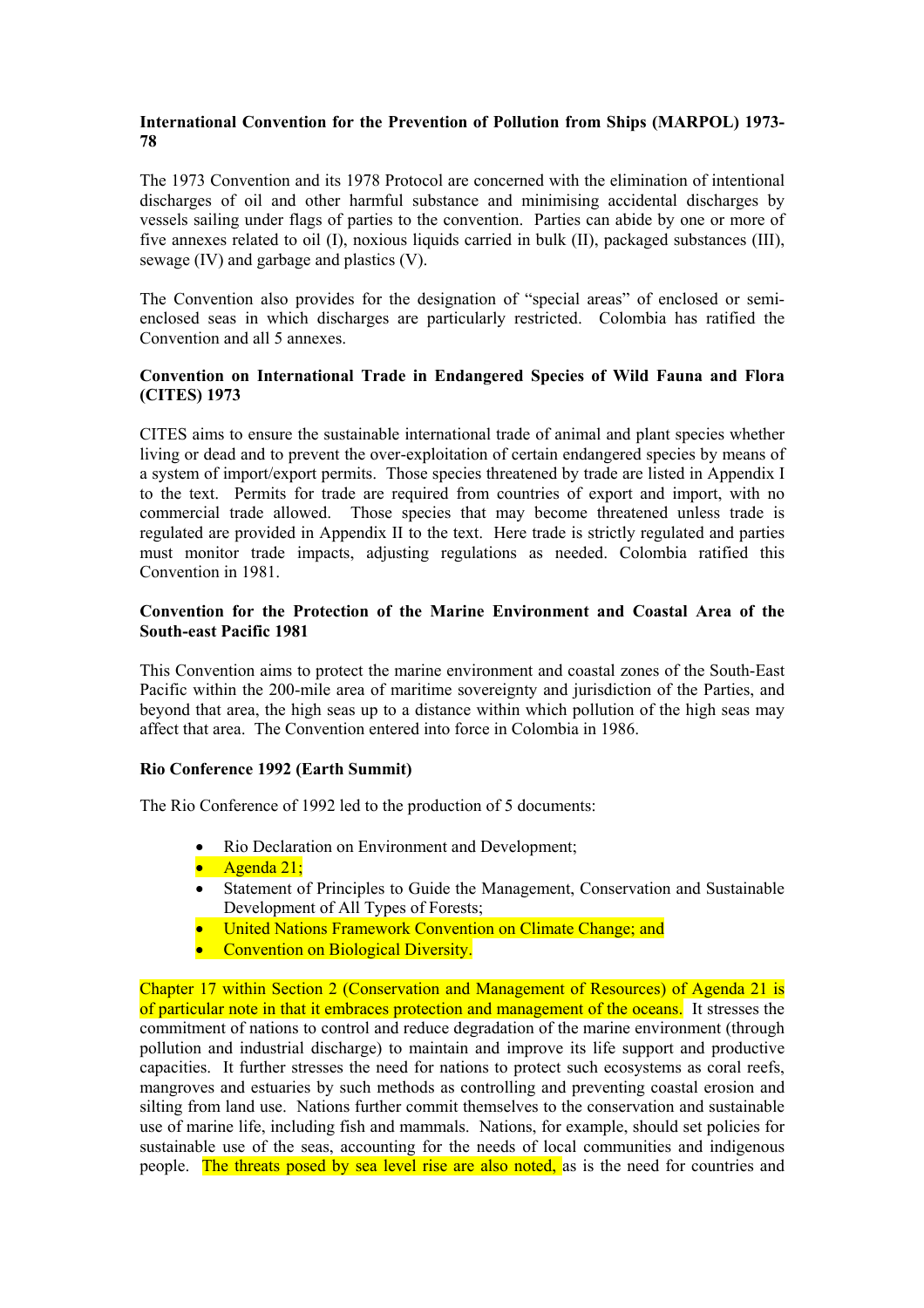**International Convention for the Prevention of Pollution from Ships (MARPOL) 1973-78**

The 1973 Convention and its 1978 Protocol are concerned with the elimination of intentional discharges of oil and other harmful substance and minimising accidental discharges by vessels sailing under flags of parties to the convention. Parties can abide by one or more of five annexes related to oil (I), noxious liquids carried in bulk (II), packaged substances (III), sewage (IV) and garbage and plastics (V).

The Convention also provides for the designation of "special areas" of enclosed or semi-enclosed seas in which discharges are particularly restricted. Colombia has ratified the Convention and all 5 annexes.

**Convention on International Trade in Endangered Species of Wild Fauna and Flora (CITES) 1973**

CITES aims to ensure the sustainable international trade of animal and plant species whether living or dead and to prevent the over-exploitation of certain endangered species by means of a system of import/export permits. Those species threatened by trade are listed in Appendix I to the text. Permits for trade are required from countries of export and import, with no commercial trade allowed. Those species that may become threatened unless trade is regulated are provided in Appendix II to the text. Here trade is strictly regulated and parties must monitor trade impacts, adjusting regulations as needed. Colombia ratified this Convention in 1981.

**Convention for the Protection of the Marine Environment and Coastal Area of the South-east Pacific 1981**

This Convention aims to protect the marine environment and coastal zones of the South-East Pacific within the 200-mile area of maritime sovereignty and jurisdiction of the Parties, and beyond that area, the high seas up to a distance within which pollution of the high seas may affect that area. The Convention entered into force in Colombia in 1986.

**Rio Conference 1992 (Earth Summit)**

The Rio Conference of 1992 led to the production of 5 documents:

- Rio Declaration on Environment and Development;
- Agenda 21;
- Statement of Principles to Guide the Management, Conservation and Sustainable Development of All Types of Forests;
- United Nations Framework Convention on Climate Change; and
- Convention on Biological Diversity.

Chapter 17 within Section 2 (Conservation and Management of Resources) of Agenda 21 is of particular note in that it embraces protection and management of the oceans. It stresses the commitment of nations to control and reduce degradation of the marine environment (through pollution and industrial discharge) to maintain and improve its life support and productive capacities. It further stresses the need for nations to protect such ecosystems as coral reefs, mangroves and estuaries by such methods as controlling and preventing coastal erosion and silting from land use. Nations further commit themselves to the conservation and sustainable use of marine life, including fish and mammals. Nations, for example, should set policies for sustainable use of the seas, accounting for the needs of local communities and indigenous people. The threats posed by sea level rise are also noted, as is the need for countries and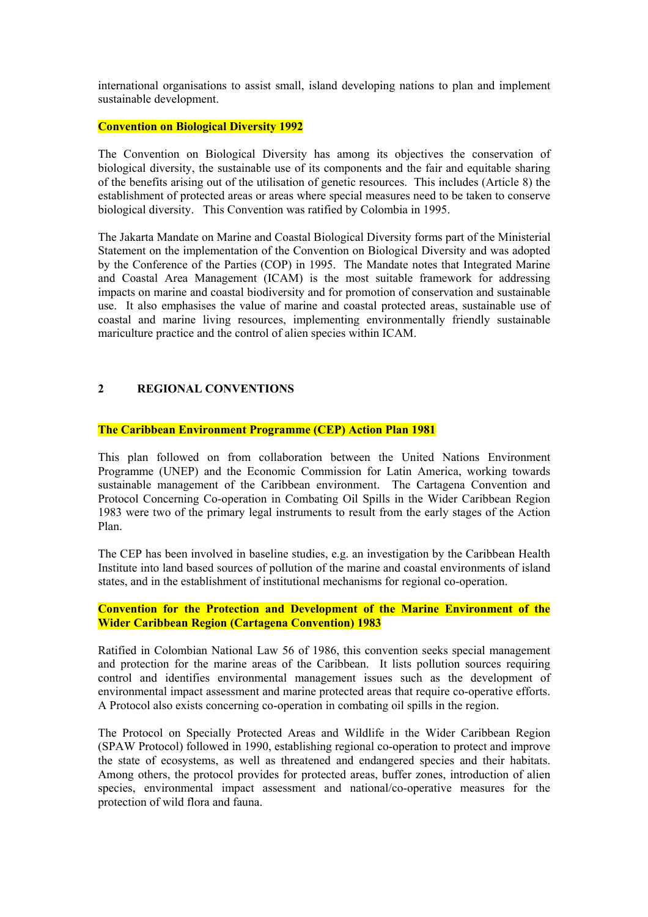international organisations to assist small, island developing nations to plan and implement sustainable development.

**Convention on Biological Diversity 1992**

The Convention on Biological Diversity has among its objectives the conservation of biological diversity, the sustainable use of its components and the fair and equitable sharing of the benefits arising out of the utilisation of genetic resources. This includes (Article 8) the establishment of protected areas or areas where special measures need to be taken to conserve biological diversity. This Convention was ratified by Colombia in 1995.

The Jakarta Mandate on Marine and Coastal Biological Diversity forms part of the Ministerial Statement on the implementation of the Convention on Biological Diversity and was adopted by the Conference of the Parties (COP) in 1995. The Mandate notes that Integrated Marine and Coastal Area Management (ICAM) is the most suitable framework for addressing impacts on marine and coastal biodiversity and for promotion of conservation and sustainable use. It also emphasises the value of marine and coastal protected areas, sustainable use of coastal and marine living resources, implementing environmentally friendly sustainable mariculture practice and the control of alien species within ICAM.

## 2 REGIONAL CONVENTIONS

**The Caribbean Environment Programme (CEP) Action Plan 1981**

This plan followed on from collaboration between the United Nations Environment Programme (UNEP) and the Economic Commission for Latin America, working towards sustainable management of the Caribbean environment. The Cartagena Convention and Protocol Concerning Co-operation in Combating Oil Spills in the Wider Caribbean Region 1983 were two of the primary legal instruments to result from the early stages of the Action Plan.

The CEP has been involved in baseline studies, e.g. an investigation by the Caribbean Health Institute into land based sources of pollution of the marine and coastal environments of island states, and in the establishment of institutional mechanisms for regional co-operation.

**Convention for the Protection and Development of the Marine Environment of the Wider Caribbean Region (Cartagena Convention) 1983**

Ratified in Colombian National Law 56 of 1986, this convention seeks special management and protection for the marine areas of the Caribbean. It lists pollution sources requiring control and identifies environmental management issues such as the development of environmental impact assessment and marine protected areas that require co-operative efforts. A Protocol also exists concerning co-operation in combating oil spills in the region.

The Protocol on Specially Protected Areas and Wildlife in the Wider Caribbean Region (SPAW Protocol) followed in 1990, establishing regional co-operation to protect and improve the state of ecosystems, as well as threatened and endangered species and their habitats. Among others, the protocol provides for protected areas, buffer zones, introduction of alien species, environmental impact assessment and national/co-operative measures for the protection of wild flora and fauna.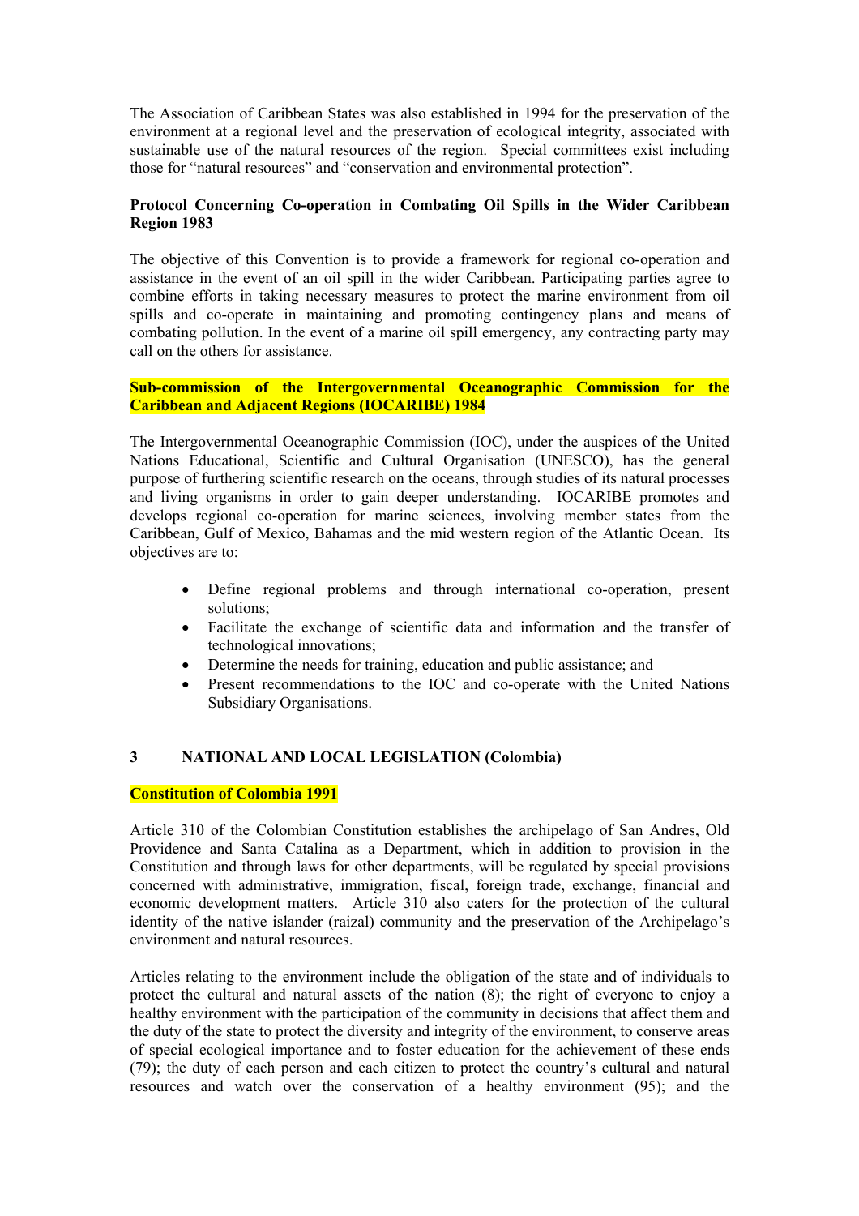The Association of Caribbean States was also established in 1994 for the preservation of the environment at a regional level and the preservation of ecological integrity, associated with sustainable use of the natural resources of the region. Special committees exist including those for "natural resources" and "conservation and environmental protection".

**Protocol Concerning Co-operation in Combating Oil Spills in the Wider Caribbean Region 1983**

The objective of this Convention is to provide a framework for regional co-operation and assistance in the event of an oil spill in the wider Caribbean. Participating parties agree to combine efforts in taking necessary measures to protect the marine environment from oil spills and co-operate in maintaining and promoting contingency plans and means of combating pollution. In the event of a marine oil spill emergency, any contracting party may call on the others for assistance.

**Sub-commission of the Intergovernmental Oceanographic Commission for the Caribbean and Adjacent Regions (IOCARIBE) 1984**

The Intergovernmental Oceanographic Commission (IOC), under the auspices of the United Nations Educational, Scientific and Cultural Organisation (UNESCO), has the general purpose of furthering scientific research on the oceans, through studies of its natural processes and living organisms in order to gain deeper understanding. IOCARIBE promotes and develops regional co-operation for marine sciences, involving member states from the Caribbean, Gulf of Mexico, Bahamas and the mid western region of the Atlantic Ocean. Its objectives are to:

- Define regional problems and through international co-operation, present solutions;
- Facilitate the exchange of scientific data and information and the transfer of technological innovations;
- Determine the needs for training, education and public assistance; and
- Present recommendations to the IOC and co-operate with the United Nations Subsidiary Organisations.

## 3 NATIONAL AND LOCAL LEGISLATION (Colombia)

**Constitution of Colombia 1991**

Article 310 of the Colombian Constitution establishes the archipelago of San Andres, Old Providence and Santa Catalina as a Department, which in addition to provision in the Constitution and through laws for other departments, will be regulated by special provisions concerned with administrative, immigration, fiscal, foreign trade, exchange, financial and economic development matters. Article 310 also caters for the protection of the cultural identity of the native islander (raizal) community and the preservation of the Archipelago's environment and natural resources.

Articles relating to the environment include the obligation of the state and of individuals to protect the cultural and natural assets of the nation (8); the right of everyone to enjoy a healthy environment with the participation of the community in decisions that affect them and the duty of the state to protect the diversity and integrity of the environment, to conserve areas of special ecological importance and to foster education for the achievement of these ends (79); the duty of each person and each citizen to protect the country's cultural and natural resources and watch over the conservation of a healthy environment (95); and the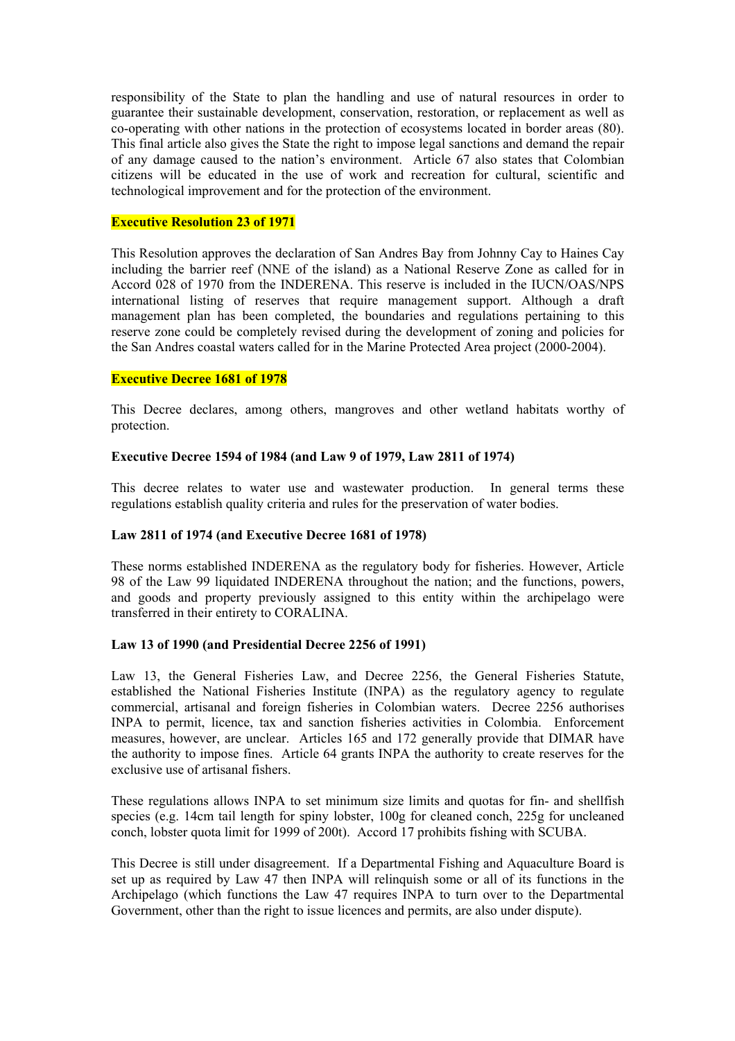responsibility of the State to plan the handling and use of natural resources in order to guarantee their sustainable development, conservation, restoration, or replacement as well as co-operating with other nations in the protection of ecosystems located in border areas (80). This final article also gives the State the right to impose legal sanctions and demand the repair of any damage caused to the nation's environment. Article 67 also states that Colombian citizens will be educated in the use of work and recreation for cultural, scientific and technological improvement and for the protection of the environment.

**Executive Resolution 23 of 1971**

This Resolution approves the declaration of San Andres Bay from Johnny Cay to Haines Cay including the barrier reef (NNE of the island) as a National Reserve Zone as called for in Accord 028 of 1970 from the INDERENA. This reserve is included in the IUCN/OAS/NPS international listing of reserves that require management support. Although a draft management plan has been completed, the boundaries and regulations pertaining to this reserve zone could be completely revised during the development of zoning and policies for the San Andres coastal waters called for in the Marine Protected Area project (2000-2004).

**Executive Decree 1681 of 1978**

This Decree declares, among others, mangroves and other wetland habitats worthy of protection.

**Executive Decree 1594 of 1984 (and Law 9 of 1979, Law 2811 of 1974)**

This decree relates to water use and wastewater production. In general terms these regulations establish quality criteria and rules for the preservation of water bodies.

**Law 2811 of 1974 (and Executive Decree 1681 of 1978)**

These norms established INDERENA as the regulatory body for fisheries. However, Article 98 of the Law 99 liquidated INDERENA throughout the nation; and the functions, powers, and goods and property previously assigned to this entity within the archipelago were transferred in their entirety to CORALINA.

**Law 13 of 1990 (and Presidential Decree 2256 of 1991)**

Law 13, the General Fisheries Law, and Decree 2256, the General Fisheries Statute, established the National Fisheries Institute (INPA) as the regulatory agency to regulate commercial, artisanal and foreign fisheries in Colombian waters. Decree 2256 authorises INPA to permit, licence, tax and sanction fisheries activities in Colombia. Enforcement measures, however, are unclear. Articles 165 and 172 generally provide that DIMAR have the authority to impose fines. Article 64 grants INPA the authority to create reserves for the exclusive use of artisanal fishers.

These regulations allows INPA to set minimum size limits and quotas for fin- and shellfish species (e.g. 14cm tail length for spiny lobster, 100g for cleaned conch, 225g for uncleaned conch, lobster quota limit for 1999 of 200t). Accord 17 prohibits fishing with SCUBA.

This Decree is still under disagreement. If a Departmental Fishing and Aquaculture Board is set up as required by Law 47 then INPA will relinquish some or all of its functions in the Archipelago (which functions the Law 47 requires INPA to turn over to the Departmental Government, other than the right to issue licences and permits, are also under dispute).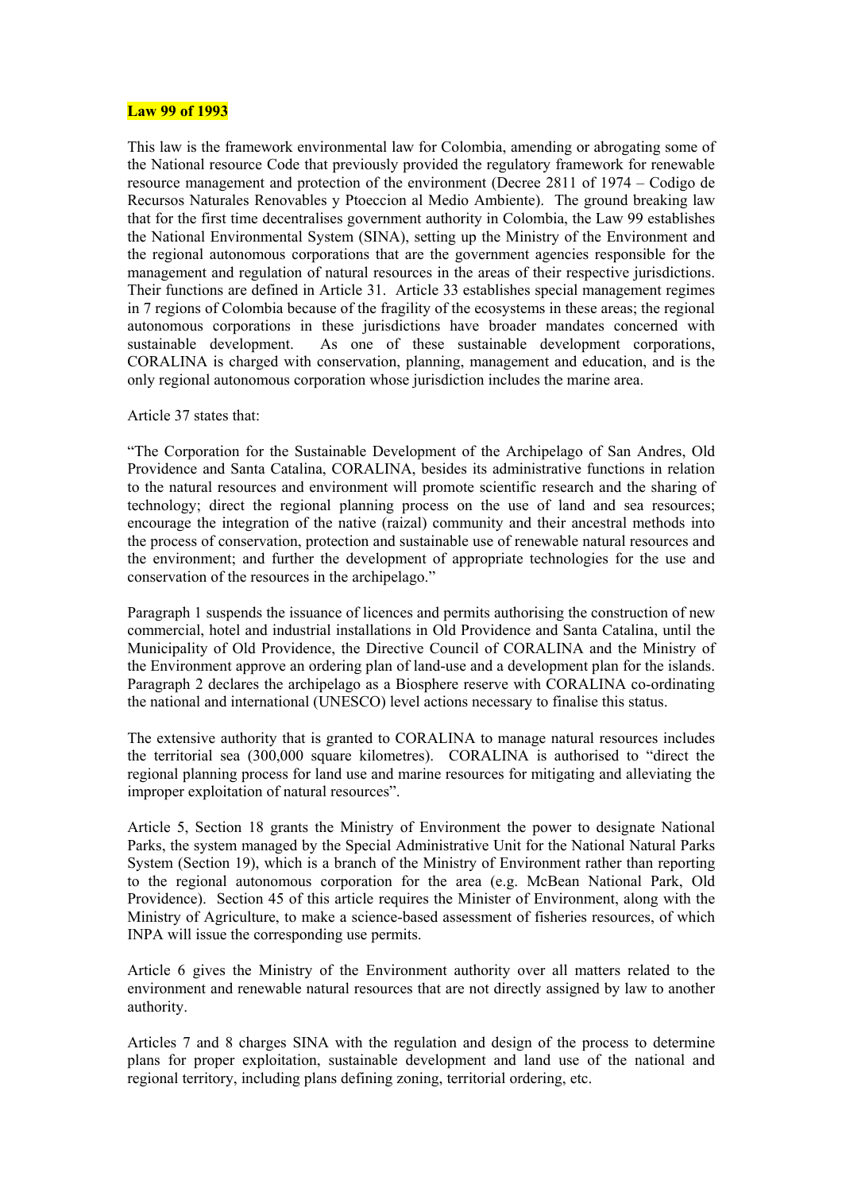**Law 99 of 1993**

This law is the framework environmental law for Colombia, amending or abrogating some of the National resource Code that previously provided the regulatory framework for renewable resource management and protection of the environment (Decree 2811 of 1974 – Codigo de Recursos Naturales Renovables y Ptoeccion al Medio Ambiente). The ground breaking law that for the first time decentralises government authority in Colombia, the Law 99 establishes the National Environmental System (SINA), setting up the Ministry of the Environment and the regional autonomous corporations that are the government agencies responsible for the management and regulation of natural resources in the areas of their respective jurisdictions. Their functions are defined in Article 31. Article 33 establishes special management regimes in 7 regions of Colombia because of the fragility of the ecosystems in these areas; the regional autonomous corporations in these jurisdictions have broader mandates concerned with sustainable development. As one of these sustainable development corporations, CORALINA is charged with conservation, planning, management and education, and is the only regional autonomous corporation whose jurisdiction includes the marine area.

Article 37 states that:

"The Corporation for the Sustainable Development of the Archipelago of San Andres, Old Providence and Santa Catalina, CORALINA, besides its administrative functions in relation to the natural resources and environment will promote scientific research and the sharing of technology; direct the regional planning process on the use of land and sea resources; encourage the integration of the native (raizal) community and their ancestral methods into the process of conservation, protection and sustainable use of renewable natural resources and the environment; and further the development of appropriate technologies for the use and conservation of the resources in the archipelago."

Paragraph 1 suspends the issuance of licences and permits authorising the construction of new commercial, hotel and industrial installations in Old Providence and Santa Catalina, until the Municipality of Old Providence, the Directive Council of CORALINA and the Ministry of the Environment approve an ordering plan of land-use and a development plan for the islands. Paragraph 2 declares the archipelago as a Biosphere reserve with CORALINA co-ordinating the national and international (UNESCO) level actions necessary to finalise this status.

The extensive authority that is granted to CORALINA to manage natural resources includes the territorial sea (300,000 square kilometres). CORALINA is authorised to "direct the regional planning process for land use and marine resources for mitigating and alleviating the improper exploitation of natural resources".

Article 5, Section 18 grants the Ministry of Environment the power to designate National Parks, the system managed by the Special Administrative Unit for the National Natural Parks System (Section 19), which is a branch of the Ministry of Environment rather than reporting to the regional autonomous corporation for the area (e.g. McBean National Park, Old Providence). Section 45 of this article requires the Minister of Environment, along with the Ministry of Agriculture, to make a science-based assessment of fisheries resources, of which INPA will issue the corresponding use permits.

Article 6 gives the Ministry of the Environment authority over all matters related to the environment and renewable natural resources that are not directly assigned by law to another authority.

Articles 7 and 8 charges SINA with the regulation and design of the process to determine plans for proper exploitation, sustainable development and land use of the national and regional territory, including plans defining zoning, territorial ordering, etc.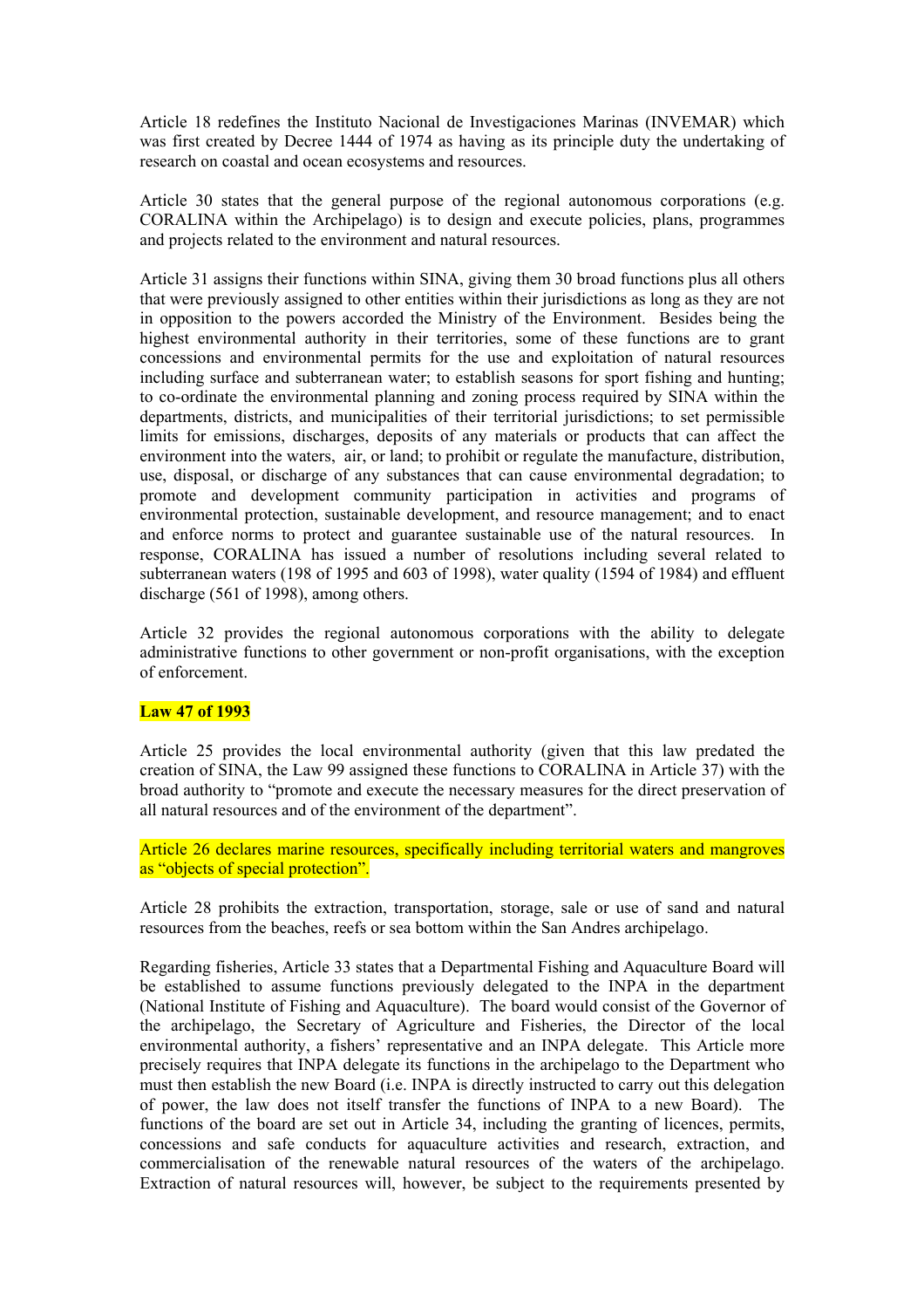Article 18 redefines the Instituto Nacional de Investigaciones Marinas (INVEMAR) which was first created by Decree 1444 of 1974 as having as its principle duty the undertaking of research on coastal and ocean ecosystems and resources.

Article 30 states that the general purpose of the regional autonomous corporations (e.g. CORALINA within the Archipelago) is to design and execute policies, plans, programmes and projects related to the environment and natural resources.

Article 31 assigns their functions within SINA, giving them 30 broad functions plus all others that were previously assigned to other entities within their jurisdictions as long as they are not in opposition to the powers accorded the Ministry of the Environment. Besides being the highest environmental authority in their territories, some of these functions are to grant concessions and environmental permits for the use and exploitation of natural resources including surface and subterranean water; to establish seasons for sport fishing and hunting; to co-ordinate the environmental planning and zoning process required by SINA within the departments, districts, and municipalities of their territorial jurisdictions; to set permissible limits for emissions, discharges, deposits of any materials or products that can affect the environment into the waters, air, or land; to prohibit or regulate the manufacture, distribution, use, disposal, or discharge of any substances that can cause environmental degradation; to promote and development community participation in activities and programs of environmental protection, sustainable development, and resource management; and to enact and enforce norms to protect and guarantee sustainable use of the natural resources. In response, CORALINA has issued a number of resolutions including several related to subterranean waters (198 of 1995 and 603 of 1998), water quality (1594 of 1984) and effluent discharge (561 of 1998), among others.

Article 32 provides the regional autonomous corporations with the ability to delegate administrative functions to other government or non-profit organisations, with the exception of enforcement.

**Law 47 of 1993**

Article 25 provides the local environmental authority (given that this law predated the creation of SINA, the Law 99 assigned these functions to CORALINA in Article 37) with the broad authority to "promote and execute the necessary measures for the direct preservation of all natural resources and of the environment of the department".

Article 26 declares marine resources, specifically including territorial waters and mangroves as "objects of special protection".

Article 28 prohibits the extraction, transportation, storage, sale or use of sand and natural resources from the beaches, reefs or sea bottom within the San Andres archipelago.

Regarding fisheries, Article 33 states that a Departmental Fishing and Aquaculture Board will be established to assume functions previously delegated to the INPA in the department (National Institute of Fishing and Aquaculture). The board would consist of the Governor of the archipelago, the Secretary of Agriculture and Fisheries, the Director of the local environmental authority, a fishers' representative and an INPA delegate. This Article more precisely requires that INPA delegate its functions in the archipelago to the Department who must then establish the new Board (i.e. INPA is directly instructed to carry out this delegation of power, the law does not itself transfer the functions of INPA to a new Board). The functions of the board are set out in Article 34, including the granting of licences, permits, concessions and safe conducts for aquaculture activities and research, extraction, and commercialisation of the renewable natural resources of the waters of the archipelago. Extraction of natural resources will, however, be subject to the requirements presented by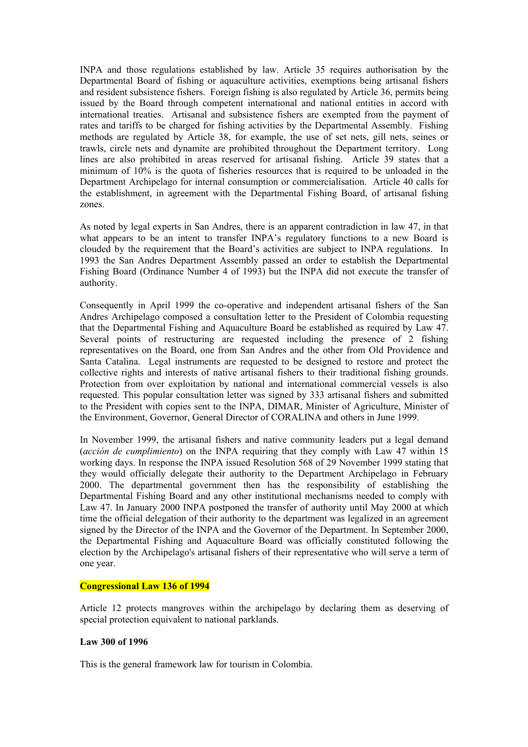INPA and those regulations established by law. Article 35 requires authorisation by the Departmental Board of fishing or aquaculture activities, exemptions being artisanal fishers and resident subsistence fishers. Foreign fishing is also regulated by Article 36, permits being issued by the Board through competent international and national entities in accord with international treaties. Artisanal and subsistence fishers are exempted from the payment of rates and tariffs to be charged for fishing activities by the Departmental Assembly. Fishing methods are regulated by Article 38, for example, the use of set nets, gill nets, seines or trawls, circle nets and dynamite are prohibited throughout the Department territory. Long lines are also prohibited in areas reserved for artisanal fishing. Article 39 states that a minimum of 10% is the quota of fisheries resources that is required to be unloaded in the Department Archipelago for internal consumption or commercialisation. Article 40 calls for the establishment, in agreement with the Departmental Fishing Board, of artisanal fishing zones.

As noted by legal experts in San Andres, there is an apparent contradiction in law 47, in that what appears to be an intent to transfer INPA's regulatory functions to a new Board is clouded by the requirement that the Board's activities are subject to INPA regulations. In 1993 the San Andres Department Assembly passed an order to establish the Departmental Fishing Board (Ordinance Number 4 of 1993) but the INPA did not execute the transfer of authority.

Consequently in April 1999 the co-operative and independent artisanal fishers of the San Andres Archipelago composed a consultation letter to the President of Colombia requesting that the Departmental Fishing and Aquaculture Board be established as required by Law 47. Several points of restructuring are requested including the presence of 2 fishing representatives on the Board, one from San Andres and the other from Old Providence and Santa Catalina. Legal instruments are requested to be designed to restore and protect the collective rights and interests of native artisanal fishers to their traditional fishing grounds. Protection from over exploitation by national and international commercial vessels is also requested. This popular consultation letter was signed by 333 artisanal fishers and submitted to the President with copies sent to the INPA, DIMAR, Minister of Agriculture, Minister of the Environment, Governor, General Director of CORALINA and others in June 1999.

In November 1999, the artisanal fishers and native community leaders put a legal demand (*acción de cumplimiento*) on the INPA requiring that they comply with Law 47 within 15 working days. In response the INPA issued Resolution 568 of 29 November 1999 stating that they would officially delegate their authority to the Department Archipelago in February 2000. The departmental government then has the responsibility of establishing the Departmental Fishing Board and any other institutional mechanisms needed to comply with Law 47. In January 2000 INPA postponed the transfer of authority until May 2000 at which time the official delegation of their authority to the department was legalized in an agreement signed by the Director of the INPA and the Governor of the Department. In September 2000, the Departmental Fishing and Aquaculture Board was officially constituted following the election by the Archipelago's artisanal fishers of their representative who will serve a term of one year.

**Congressional Law 136 of 1994**

Article 12 protects mangroves within the archipelago by declaring them as deserving of special protection equivalent to national parklands.

**Law 300 of 1996**

This is the general framework law for tourism in Colombia.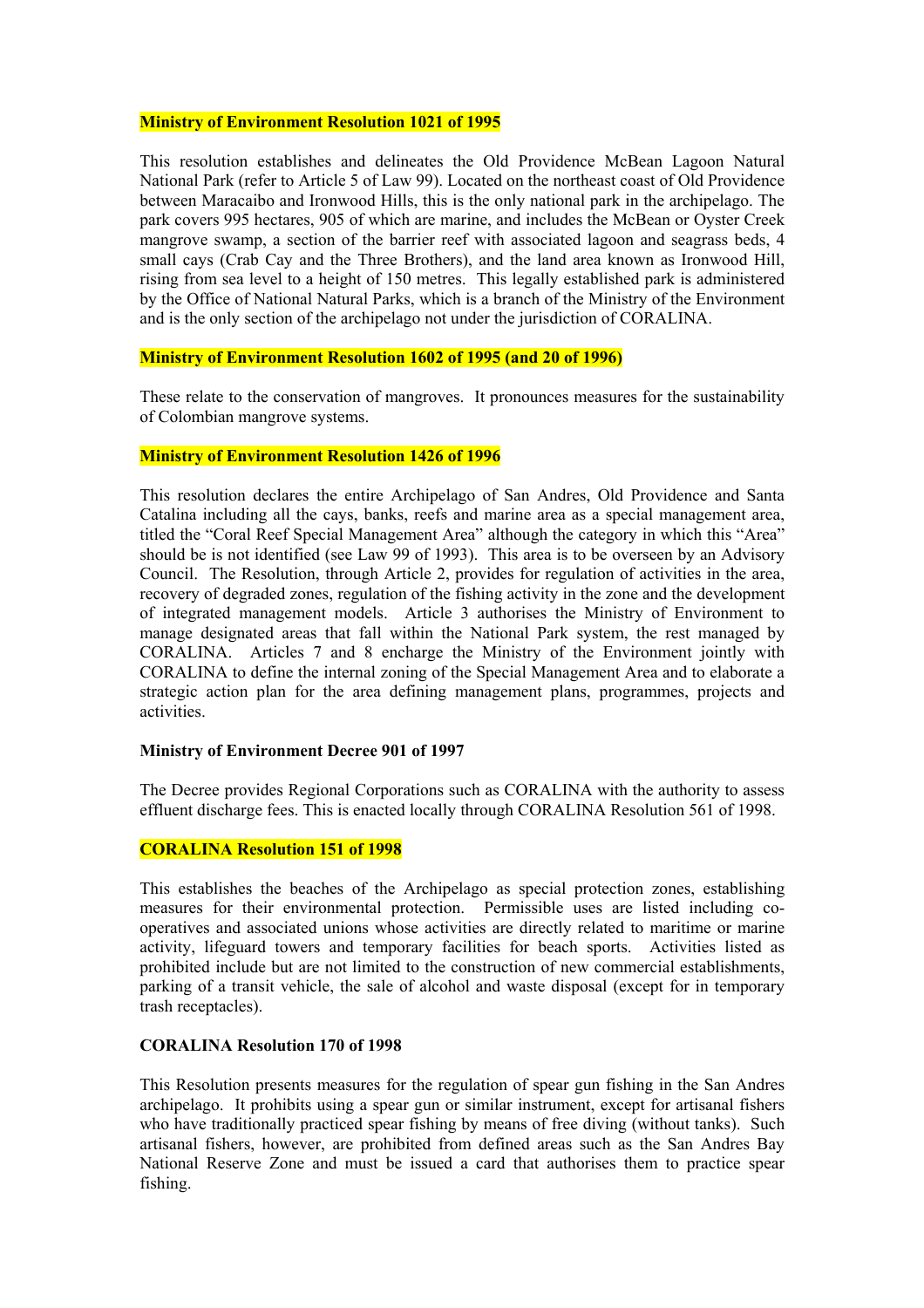**Ministry of Environment Resolution 1021 of 1995**

This resolution establishes and delineates the Old Providence McBean Lagoon Natural National Park (refer to Article 5 of Law 99). Located on the northeast coast of Old Providence between Maracaibo and Ironwood Hills, this is the only national park in the archipelago. The park covers 995 hectares, 905 of which are marine, and includes the McBean or Oyster Creek mangrove swamp, a section of the barrier reef with associated lagoon and seagrass beds, 4 small cays (Crab Cay and the Three Brothers), and the land area known as Ironwood Hill, rising from sea level to a height of 150 metres. This legally established park is administered by the Office of National Natural Parks, which is a branch of the Ministry of the Environment and is the only section of the archipelago not under the jurisdiction of CORALINA.

**Ministry of Environment Resolution 1602 of 1995 (and 20 of 1996)**

These relate to the conservation of mangroves. It pronounces measures for the sustainability of Colombian mangrove systems.

**Ministry of Environment Resolution 1426 of 1996**

This resolution declares the entire Archipelago of San Andres, Old Providence and Santa Catalina including all the cays, banks, reefs and marine area as a special management area, titled the "Coral Reef Special Management Area" although the category in which this "Area" should be is not identified (see Law 99 of 1993). This area is to be overseen by an Advisory Council. The Resolution, through Article 2, provides for regulation of activities in the area, recovery of degraded zones, regulation of the fishing activity in the zone and the development of integrated management models. Article 3 authorises the Ministry of Environment to manage designated areas that fall within the National Park system, the rest managed by CORALINA. Articles 7 and 8 encharge the Ministry of the Environment jointly with CORALINA to define the internal zoning of the Special Management Area and to elaborate a strategic action plan for the area defining management plans, programmes, projects and activities.

**Ministry of Environment Decree 901 of 1997**

The Decree provides Regional Corporations such as CORALINA with the authority to assess effluent discharge fees. This is enacted locally through CORALINA Resolution 561 of 1998.

**CORALINA Resolution 151 of 1998**

This establishes the beaches of the Archipelago as special protection zones, establishing measures for their environmental protection. Permissible uses are listed including co-operatives and associated unions whose activities are directly related to maritime or marine activity, lifeguard towers and temporary facilities for beach sports. Activities listed as prohibited include but are not limited to the construction of new commercial establishments, parking of a transit vehicle, the sale of alcohol and waste disposal (except for in temporary trash receptacles).

**CORALINA Resolution 170 of 1998**

This Resolution presents measures for the regulation of spear gun fishing in the San Andres archipelago. It prohibits using a spear gun or similar instrument, except for artisanal fishers who have traditionally practiced spear fishing by means of free diving (without tanks). Such artisanal fishers, however, are prohibited from defined areas such as the San Andres Bay National Reserve Zone and must be issued a card that authorises them to practice spear fishing.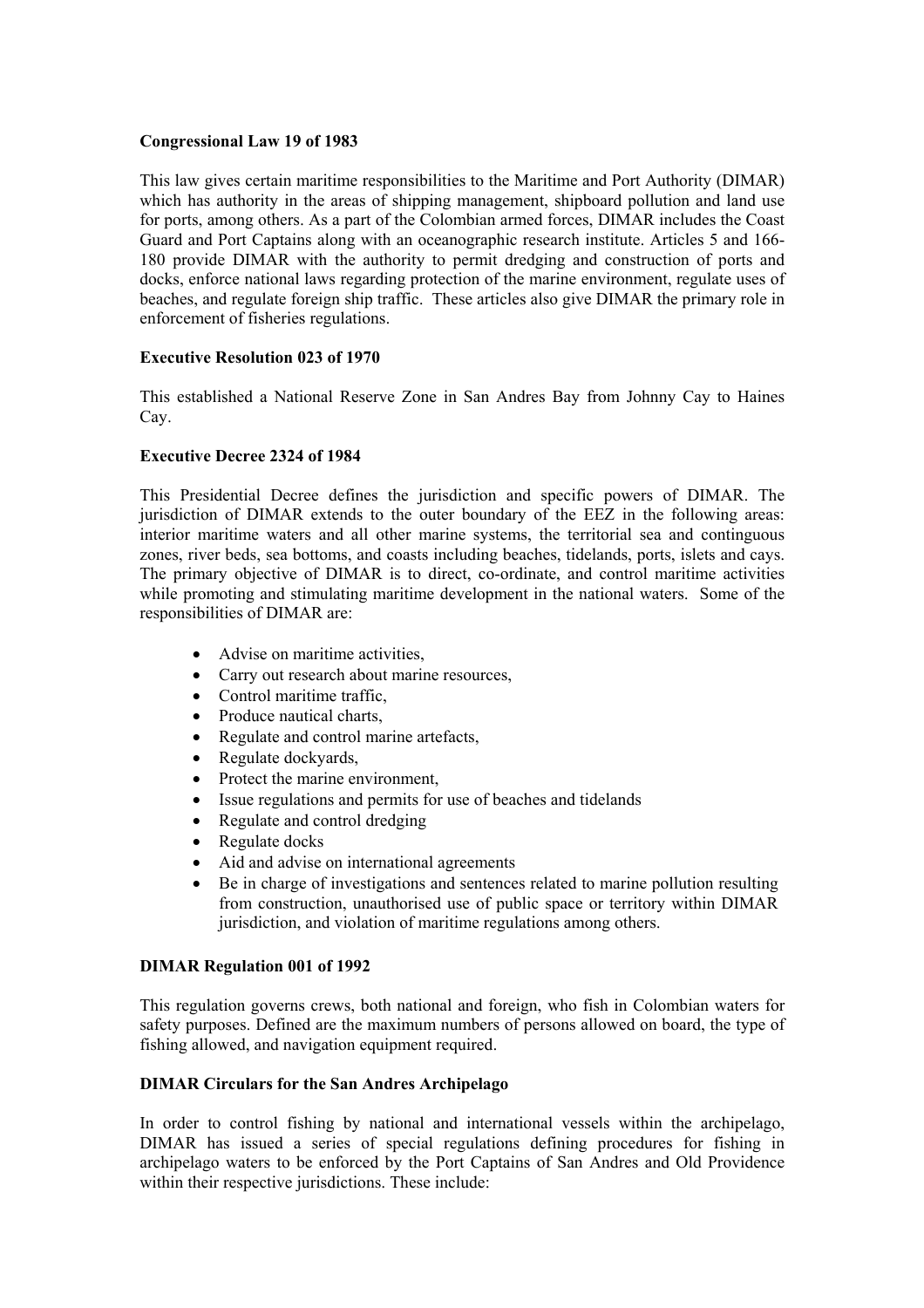**Congressional Law 19 of 1983**

This law gives certain maritime responsibilities to the Maritime and Port Authority (DIMAR) which has authority in the areas of shipping management, shipboard pollution and land use for ports, among others. As a part of the Colombian armed forces, DIMAR includes the Coast Guard and Port Captains along with an oceanographic research institute. Articles 5 and 166-180 provide DIMAR with the authority to permit dredging and construction of ports and docks, enforce national laws regarding protection of the marine environment, regulate uses of beaches, and regulate foreign ship traffic. These articles also give DIMAR the primary role in enforcement of fisheries regulations.

**Executive Resolution 023 of 1970**

This established a National Reserve Zone in San Andres Bay from Johnny Cay to Haines Cay.

**Executive Decree 2324 of 1984**

This Presidential Decree defines the jurisdiction and specific powers of DIMAR. The jurisdiction of DIMAR extends to the outer boundary of the EEZ in the following areas: interior maritime waters and all other marine systems, the territorial sea and contingous zones, river beds, sea bottoms, and coasts including beaches, tidelands, ports, islets and cays. The primary objective of DIMAR is to direct, co-ordinate, and control maritime activities while promoting and stimulating maritime development in the national waters. Some of the responsibilities of DIMAR are:

- Advise on maritime activities,
- Carry out research about marine resources,
- Control maritime traffic,
- Produce nautical charts,
- Regulate and control marine artefacts,
- Regulate dockyards,
- Protect the marine environment,
- Issue regulations and permits for use of beaches and tidelands
- Regulate and control dredging
- Regulate docks
- Aid and advise on international agreements
- Be in charge of investigations and sentences related to marine pollution resulting from construction, unauthorised use of public space or territory within DIMAR jurisdiction, and violation of maritime regulations among others.

**DIMAR Regulation 001 of 1992**

This regulation governs crews, both national and foreign, who fish in Colombian waters for safety purposes. Defined are the maximum numbers of persons allowed on board, the type of fishing allowed, and navigation equipment required.

**DIMAR Circulars for the San Andres Archipelago**

In order to control fishing by national and international vessels within the archipelago, DIMAR has issued a series of special regulations defining procedures for fishing in archipelago waters to be enforced by the Port Captains of San Andres and Old Providence within their respective jurisdictions. These include: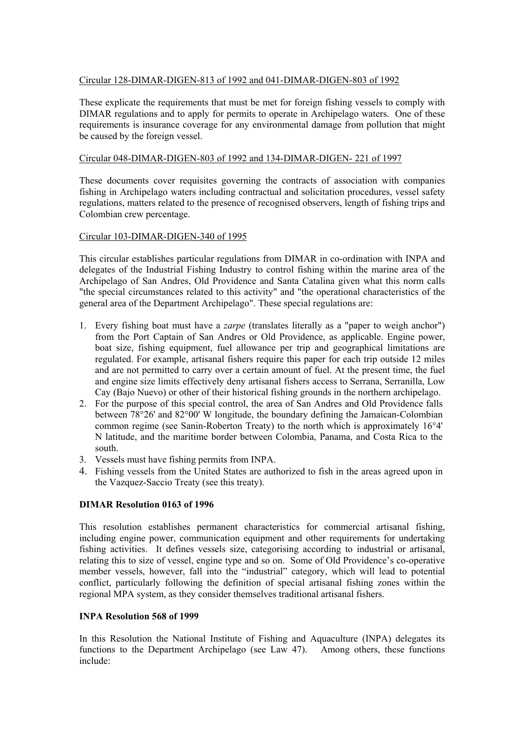Circular 128-DIMAR-DIGEN-813 of 1992 and 041-DIMAR-DIGEN-803 of 1992

These explicate the requirements that must be met for foreign fishing vessels to comply with DIMAR regulations and to apply for permits to operate in Archipelago waters. One of these requirements is insurance coverage for any environmental damage from pollution that might be caused by the foreign vessel.

Circular 048-DIMAR-DIGEN-803 of 1992 and 134-DIMAR-DIGEN- 221 of 1997

These documents cover requisites governing the contracts of association with companies fishing in Archipelago waters including contractual and solicitation procedures, vessel safety regulations, matters related to the presence of recognised observers, length of fishing trips and Colombian crew percentage.

Circular 103-DIMAR-DIGEN-340 of 1995

This circular establishes particular regulations from DIMAR in co-ordination with INPA and delegates of the Industrial Fishing Industry to control fishing within the marine area of the Archipelago of San Andres, Old Providence and Santa Catalina given what this norm calls "the special circumstances related to this activity" and "the operational characteristics of the general area of the Department Archipelago". These special regulations are:

1. Every fishing boat must have a *zarpe* (translates literally as a "paper to weigh anchor") from the Port Captain of San Andres or Old Providence, as applicable. Engine power, boat size, fishing equipment, fuel allowance per trip and geographical limitations are regulated. For example, artisanal fishers require this paper for each trip outside 12 miles and are not permitted to carry over a certain amount of fuel. At the present time, the fuel and engine size limits effectively deny artisanal fishers access to Serrana, Serranilla, Low Cay (Bajo Nuevo) or other of their historical fishing grounds in the northern archipelago.
2. For the purpose of this special control, the area of San Andres and Old Providence falls between 78°26' and 82°00' W longitude, the boundary defining the Jamaican-Colombian common regime (see Sanin-Roberton Treaty) to the north which is approximately 16°4' N latitude, and the maritime border between Colombia, Panama, and Costa Rica to the south.
3. Vessels must have fishing permits from INPA.
4. Fishing vessels from the United States are authorized to fish in the areas agreed upon in the Vazquez-Saccio Treaty (see this treaty).

**DIMAR Resolution 0163 of 1996**

This resolution establishes permanent characteristics for commercial artisanal fishing, including engine power, communication equipment and other requirements for undertaking fishing activities. It defines vessels size, categorising according to industrial or artisanal, relating this to size of vessel, engine type and so on. Some of Old Providence's co-operative member vessels, however, fall into the "industrial" category, which will lead to potential conflict, particularly following the definition of special artisanal fishing zones within the regional MPA system, as they consider themselves traditional artisanal fishers.

**INPA Resolution 568 of 1999**

In this Resolution the National Institute of Fishing and Aquaculture (INPA) delegates its functions to the Department Archipelago (see Law 47). Among others, these functions include: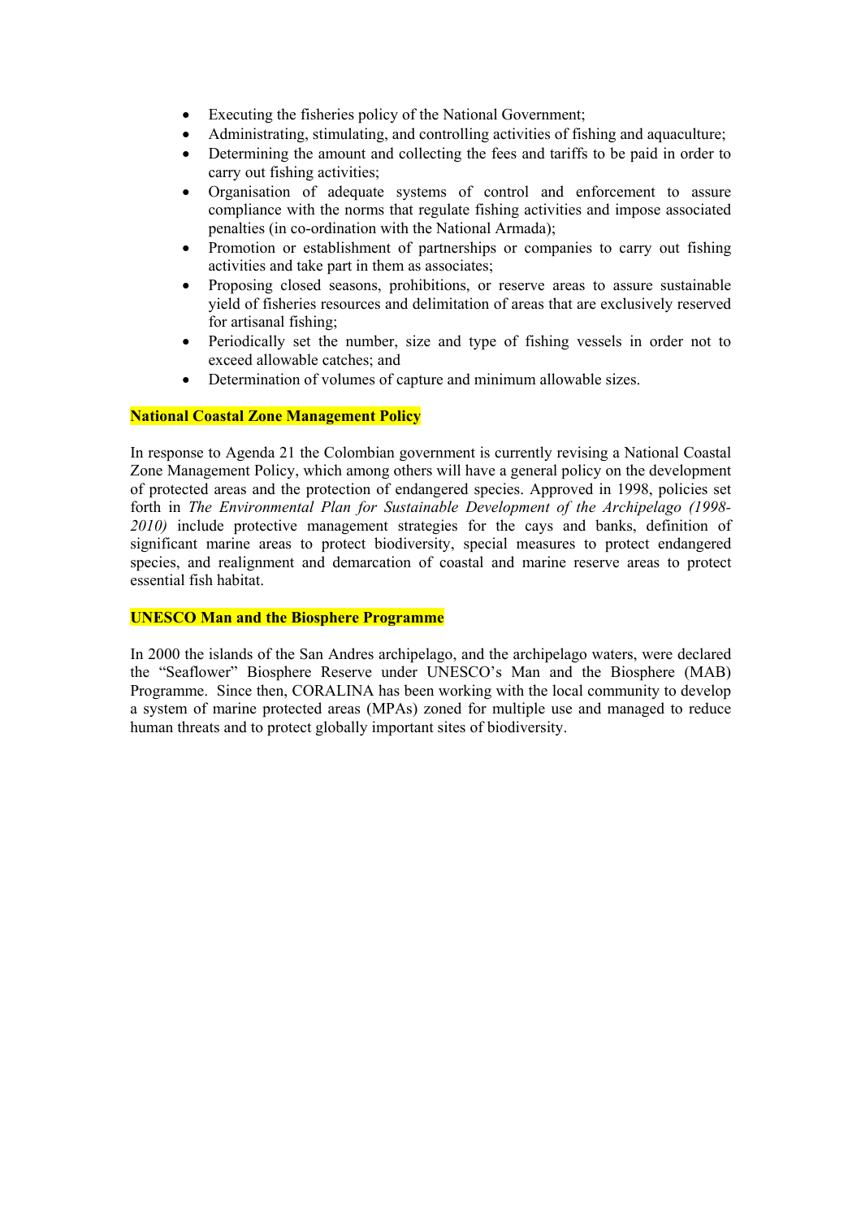- Executing the fisheries policy of the National Government;
- Administrating, stimulating, and controlling activities of fishing and aquaculture;
- Determining the amount and collecting the fees and tariffs to be paid in order to carry out fishing activities;
- Organisation of adequate systems of control and enforcement to assure compliance with the norms that regulate fishing activities and impose associated penalties (in co-ordination with the National Armada);
- Promotion or establishment of partnerships or companies to carry out fishing activities and take part in them as associates;
- Proposing closed seasons, prohibitions, or reserve areas to assure sustainable yield of fisheries resources and delimitation of areas that are exclusively reserved for artisanal fishing;
- Periodically set the number, size and type of fishing vessels in order not to exceed allowable catches; and
- Determination of volumes of capture and minimum allowable sizes.

**National Coastal Zone Management Policy**

In response to Agenda 21 the Colombian government is currently revising a National Coastal Zone Management Policy, which among others will have a general policy on the development of protected areas and the protection of endangered species. Approved in 1998, policies set forth in *The Environmental Plan for Sustainable Development of the Archipelago (1998-2010)* include protective management strategies for the cays and banks, definition of significant marine areas to protect biodiversity, special measures to protect endangered species, and realignment and demarcation of coastal and marine reserve areas to protect essential fish habitat.

**UNESCO Man and the Biosphere Programme**

In 2000 the islands of the San Andres archipelago, and the archipelago waters, were declared the "Seaflower" Biosphere Reserve under UNESCO's Man and the Biosphere (MAB) Programme. Since then, CORALINA has been working with the local community to develop a system of marine protected areas (MPAs) zoned for multiple use and managed to reduce human threats and to protect globally important sites of biodiversity.